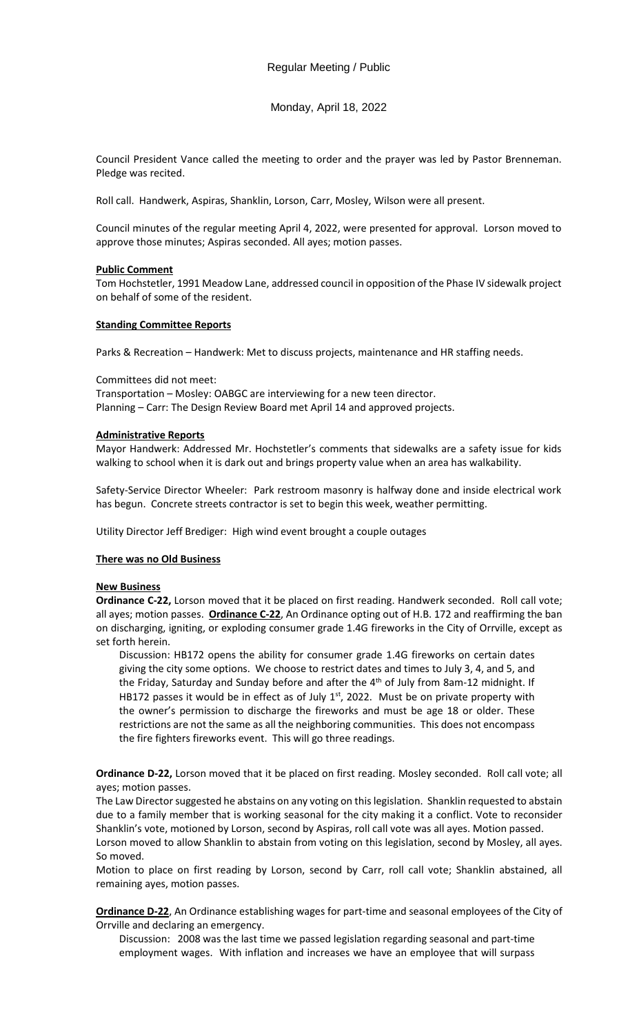Regular Meeting / Public

Monday, April 18, 2022

Council President Vance called the meeting to order and the prayer was led by Pastor Brenneman. Pledge was recited.

Roll call. Handwerk, Aspiras, Shanklin, Lorson, Carr, Mosley, Wilson were all present.

Council minutes of the regular meeting April 4, 2022, were presented for approval. Lorson moved to approve those minutes; Aspiras seconded. All ayes; motion passes.

**Public Comment**

Tom Hochstetler, 1991 Meadow Lane, addressed council in opposition of the Phase IV sidewalk project on behalf of some of the resident.

**Standing Committee Reports**

Parks & Recreation – Handwerk: Met to discuss projects, maintenance and HR staffing needs.

Committees did not meet:
Transportation – Mosley: OABGC are interviewing for a new teen director.
Planning – Carr: The Design Review Board met April 14 and approved projects.

**Administrative Reports**

Mayor Handwerk: Addressed Mr. Hochstetler's comments that sidewalks are a safety issue for kids walking to school when it is dark out and brings property value when an area has walkability.

Safety-Service Director Wheeler: Park restroom masonry is halfway done and inside electrical work has begun. Concrete streets contractor is set to begin this week, weather permitting.

Utility Director Jeff Brediger: High wind event brought a couple outages

**There was no Old Business**

**New Business**

**Ordinance C-22,** Lorson moved that it be placed on first reading. Handwerk seconded. Roll call vote; all ayes; motion passes. **Ordinance C-22**, An Ordinance opting out of H.B. 172 and reaffirming the ban on discharging, igniting, or exploding consumer grade 1.4G fireworks in the City of Orrville, except as set forth herein.

Discussion: HB172 opens the ability for consumer grade 1.4G fireworks on certain dates giving the city some options. We choose to restrict dates and times to July 3, 4, and 5, and the Friday, Saturday and Sunday before and after the 4th of July from 8am-12 midnight. If HB172 passes it would be in effect as of July 1st, 2022. Must be on private property with the owner's permission to discharge the fireworks and must be age 18 or older. These restrictions are not the same as all the neighboring communities. This does not encompass the fire fighters fireworks event. This will go three readings.

**Ordinance D-22,** Lorson moved that it be placed on first reading. Mosley seconded. Roll call vote; all ayes; motion passes.

The Law Director suggested he abstains on any voting on this legislation. Shanklin requested to abstain due to a family member that is working seasonal for the city making it a conflict. Vote to reconsider Shanklin's vote, motioned by Lorson, second by Aspiras, roll call vote was all ayes. Motion passed.

Lorson moved to allow Shanklin to abstain from voting on this legislation, second by Mosley, all ayes. So moved.

Motion to place on first reading by Lorson, second by Carr, roll call vote; Shanklin abstained, all remaining ayes, motion passes.

**Ordinance D-22**, An Ordinance establishing wages for part-time and seasonal employees of the City of Orrville and declaring an emergency.

Discussion: 2008 was the last time we passed legislation regarding seasonal and part-time employment wages. With inflation and increases we have an employee that will surpass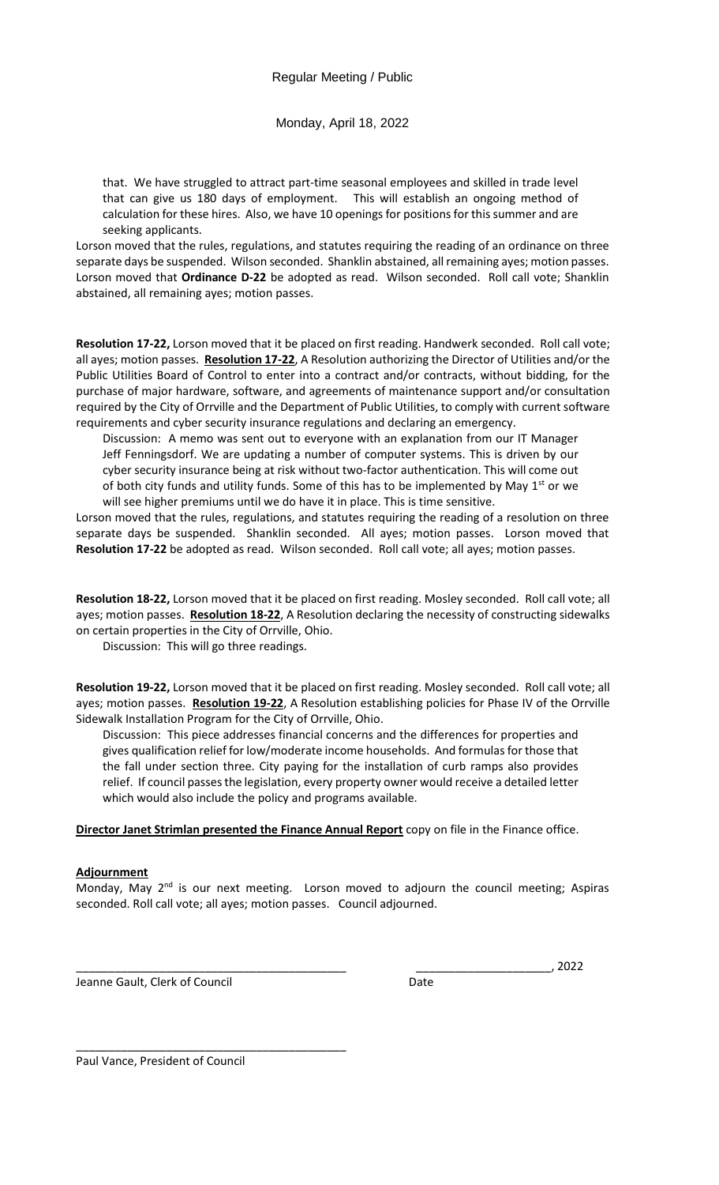that. We have struggled to attract part-time seasonal employees and skilled in trade level that can give us 180 days of employment. This will establish an ongoing method of calculation for these hires. Also, we have 10 openings for positions for this summer and are seeking applicants.

Lorson moved that the rules, regulations, and statutes requiring the reading of an ordinance on three separate days be suspended. Wilson seconded. Shanklin abstained, all remaining ayes; motion passes. Lorson moved that **Ordinance D-22** be adopted as read. Wilson seconded. Roll call vote; Shanklin abstained, all remaining ayes; motion passes.

**Resolution 17-22,** Lorson moved that it be placed on first reading. Handwerk seconded. Roll call vote; all ayes; motion passes. **Resolution 17-22**, A Resolution authorizing the Director of Utilities and/or the Public Utilities Board of Control to enter into a contract and/or contracts, without bidding, for the purchase of major hardware, software, and agreements of maintenance support and/or consultation required by the City of Orrville and the Department of Public Utilities, to comply with current software requirements and cyber security insurance regulations and declaring an emergency.

Discussion: A memo was sent out to everyone with an explanation from our IT Manager Jeff Fenningsdorf. We are updating a number of computer systems. This is driven by our cyber security insurance being at risk without two-factor authentication. This will come out of both city funds and utility funds. Some of this has to be implemented by May 1st or we will see higher premiums until we do have it in place. This is time sensitive.

Lorson moved that the rules, regulations, and statutes requiring the reading of a resolution on three separate days be suspended. Shanklin seconded. All ayes; motion passes. Lorson moved that **Resolution 17-22** be adopted as read. Wilson seconded. Roll call vote; all ayes; motion passes.

**Resolution 18-22,** Lorson moved that it be placed on first reading. Mosley seconded. Roll call vote; all ayes; motion passes. **Resolution 18-22**, A Resolution declaring the necessity of constructing sidewalks on certain properties in the City of Orrville, Ohio.

Discussion: This will go three readings.

**Resolution 19-22,** Lorson moved that it be placed on first reading. Mosley seconded. Roll call vote; all ayes; motion passes. **Resolution 19-22**, A Resolution establishing policies for Phase IV of the Orrville Sidewalk Installation Program for the City of Orrville, Ohio.

Discussion: This piece addresses financial concerns and the differences for properties and gives qualification relief for low/moderate income households. And formulas for those that the fall under section three. City paying for the installation of curb ramps also provides relief. If council passes the legislation, every property owner would receive a detailed letter which would also include the policy and programs available.

**Director Janet Strimlan presented the Finance Annual Report** copy on file in the Finance office.

**Adjournment**

Monday, May 2nd is our next meeting. Lorson moved to adjourn the council meeting; Aspiras seconded. Roll call vote; all ayes; motion passes. Council adjourned.

\_\_\_\_\_\_\_\_\_\_\_\_\_\_\_\_\_\_\_\_\_\_\_\_\_\_\_\_\_\_\_\_\_\_\_\_\_\_\_\_ \_\_\_\_\_\_\_\_\_\_\_\_\_\_\_\_\_\_\_\_, 2022

Jeanne Gault, Clerk of Council Date

\_\_\_\_\_\_\_\_\_\_\_\_\_\_\_\_\_\_\_\_\_\_\_\_\_\_\_\_\_\_\_\_\_\_\_\_\_\_\_\_

Paul Vance, President of Council